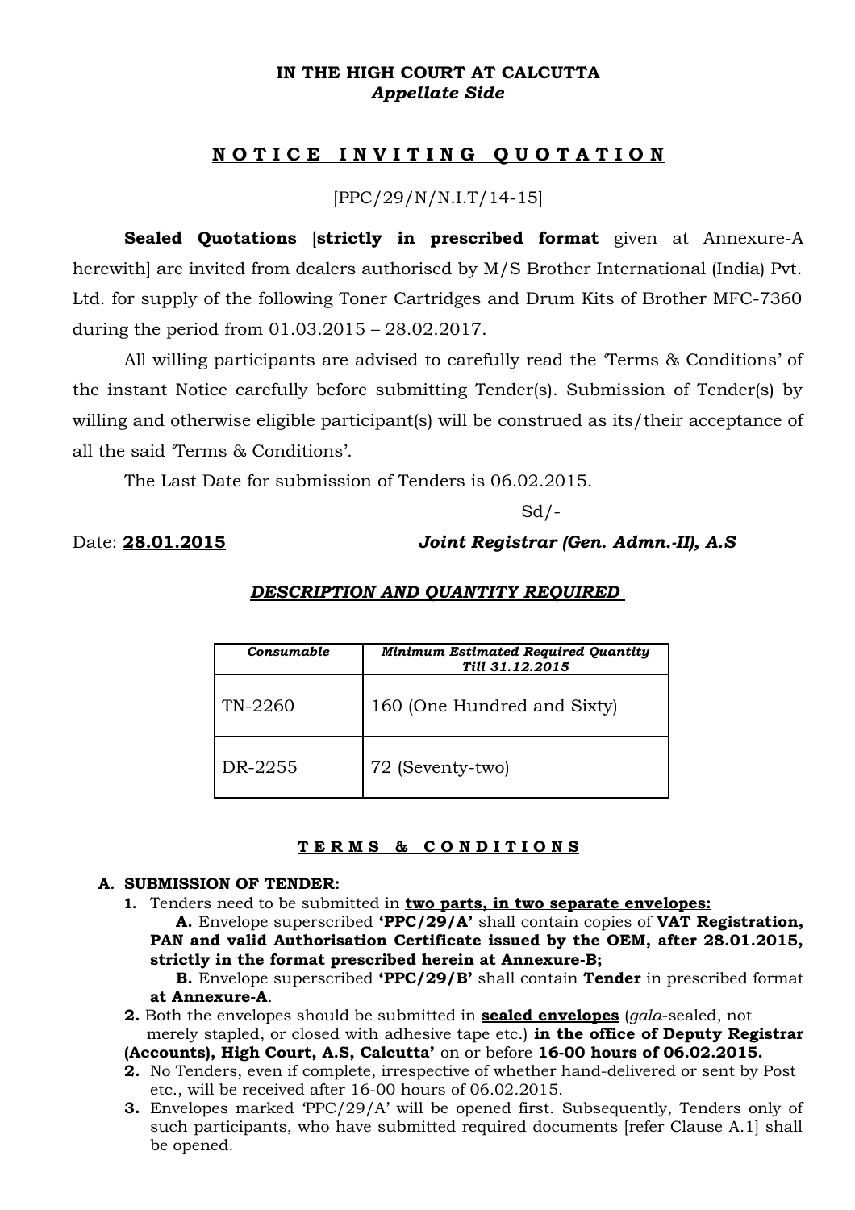**IN THE HIGH COURT AT CALCUTTA**
***Appellate Side***

# N O T I C E  I N V I T I N G  Q U O T A T I O N

[PPC/29/N/N.I.T/14-15]

**Sealed Quotations** [**strictly in prescribed format** given at Annexure-A herewith] are invited from dealers authorised by M/S Brother International (India) Pvt. Ltd. for supply of the following Toner Cartridges and Drum Kits of Brother MFC-7360 during the period from 01.03.2015 – 28.02.2017.

All willing participants are advised to carefully read the 'Terms & Conditions' of the instant Notice carefully before submitting Tender(s). Submission of Tender(s) by willing and otherwise eligible participant(s) will be construed as its/their acceptance of all the said 'Terms & Conditions'.

The Last Date for submission of Tenders is 06.02.2015.

Sd/-

Date: **28.01.2015** ***Joint Registrar (Gen. Admn.-II), A.S***

## ***DESCRIPTION AND QUANTITY REQUIRED***

| ***Consumable*** | ***Minimum Estimated Required Quantity Till 31.12.2015*** |
|---|---|
| TN-2260 | 160 (One Hundred and Sixty) |
| DR-2255 | 72 (Seventy-two) |

## T E R M S  &  C O N D I T I O N S

**A. SUBMISSION OF TENDER:**

1. Tenders need to be submitted in **two parts, in two separate envelopes:**
   **A.** Envelope superscribed **'PPC/29/A'** shall contain copies of **VAT Registration, PAN and valid Authorisation Certificate issued by the OEM, after 28.01.2015, strictly in the format prescribed herein at Annexure-B;**
   **B.** Envelope superscribed **'PPC/29/B'** shall contain **Tender** in prescribed format **at Annexure-A**.
2. Both the envelopes should be submitted in **sealed envelopes** (*gala*-sealed, not merely stapled, or closed with adhesive tape etc.) **in the office of Deputy Registrar (Accounts), High Court, A.S, Calcutta'** on or before **16-00 hours of 06.02.2015.**
2. No Tenders, even if complete, irrespective of whether hand-delivered or sent by Post etc., will be received after 16-00 hours of 06.02.2015.
3. Envelopes marked 'PPC/29/A' will be opened first. Subsequently, Tenders only of such participants, who have submitted required documents [refer Clause A.1] shall be opened.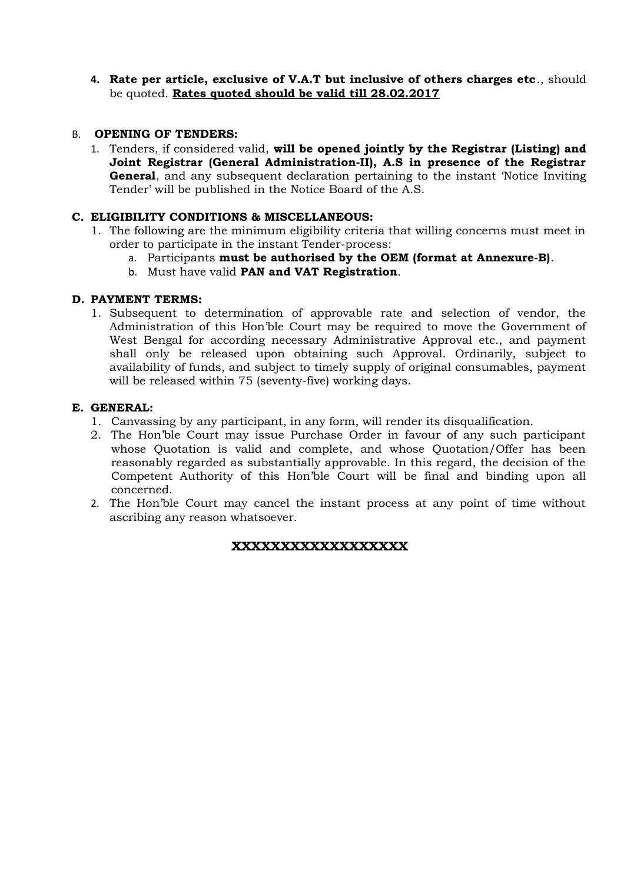4. **Rate per article, exclusive of V.A.T but inclusive of others charges etc**., should be quoted. **<u>Rates quoted should be valid till 28.02.2017</u>**

### B. OPENING OF TENDERS:

1. Tenders, if considered valid, **will be opened jointly by the Registrar (Listing) and Joint Registrar (General Administration-II), A.S in presence of the Registrar General**, and any subsequent declaration pertaining to the instant 'Notice Inviting Tender' will be published in the Notice Board of the A.S.

### C. ELIGIBILITY CONDITIONS & MISCELLANEOUS:

1. The following are the minimum eligibility criteria that willing concerns must meet in order to participate in the instant Tender-process:
   a. Participants **must be authorised by the OEM (format at Annexure-B)**.
   b. Must have valid **PAN and VAT Registration**.

### D. PAYMENT TERMS:

1. Subsequent to determination of approvable rate and selection of vendor, the Administration of this Hon'ble Court may be required to move the Government of West Bengal for according necessary Administrative Approval etc., and payment shall only be released upon obtaining such Approval. Ordinarily, subject to availability of funds, and subject to timely supply of original consumables, payment will be released within 75 (seventy-five) working days.

### E. GENERAL:

1. Canvassing by any participant, in any form, will render its disqualification.
2. The Hon'ble Court may issue Purchase Order in favour of any such participant whose Quotation is valid and complete, and whose Quotation/Offer has been reasonably regarded as substantially approvable. In this regard, the decision of the Competent Authority of this Hon'ble Court will be final and binding upon all concerned.
2. The Hon'ble Court may cancel the instant process at any point of time without ascribing any reason whatsoever.

**<u>XXXXXXXXXXXXXXXXXX</u>**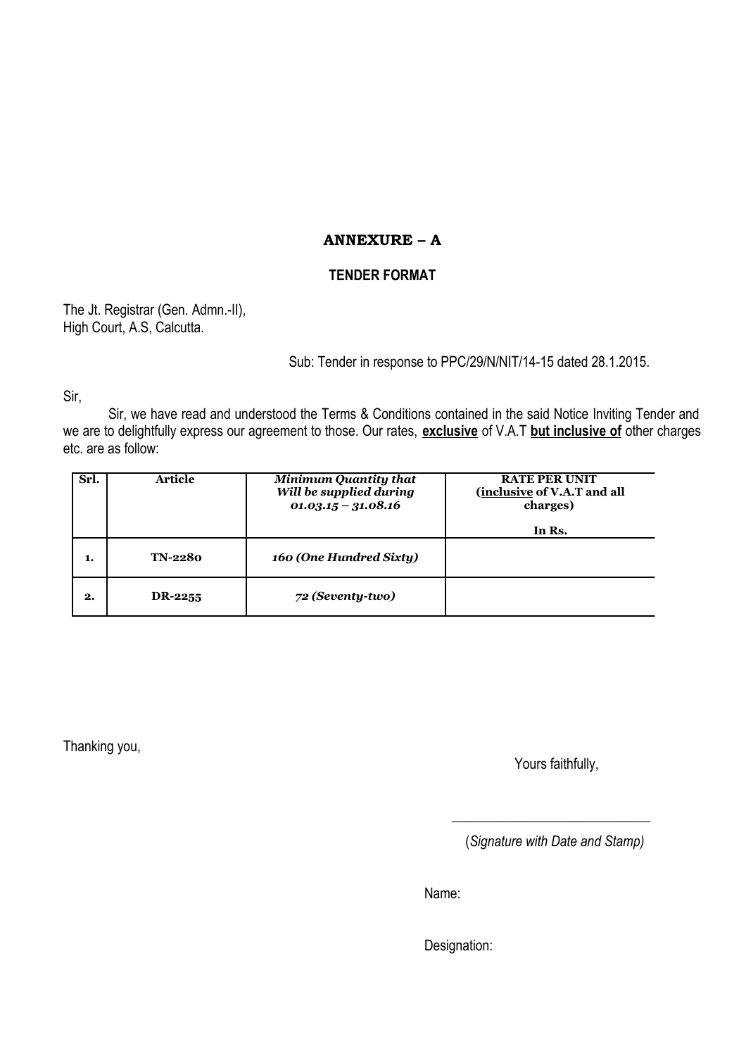## ANNEXURE – A

### TENDER FORMAT

The Jt. Registrar (Gen. Admn.-II),
High Court, A.S, Calcutta.

Sub: Tender in response to PPC/29/N/NIT/14-15 dated 28.1.2015.

Sir,

Sir, we have read and understood the Terms & Conditions contained in the said Notice Inviting Tender and we are to delightfully express our agreement to those. Our rates, **exclusive** of V.A.T **but inclusive of** other charges etc. are as follow:

| Srl. | Article | *Minimum Quantity that Will be supplied during 01.03.15 – 31.08.16* | RATE PER UNIT (inclusive of V.A.T and all charges) In Rs. |
|---|---|---|---|
| 1. | TN-2280 | *160 (One Hundred Sixty)* | |
| 2. | DR-2255 | *72 (Seventy-two)* | |

Thanking you,

Yours faithfully,

___________________________

(*Signature with Date and Stamp)*

Name:

Designation: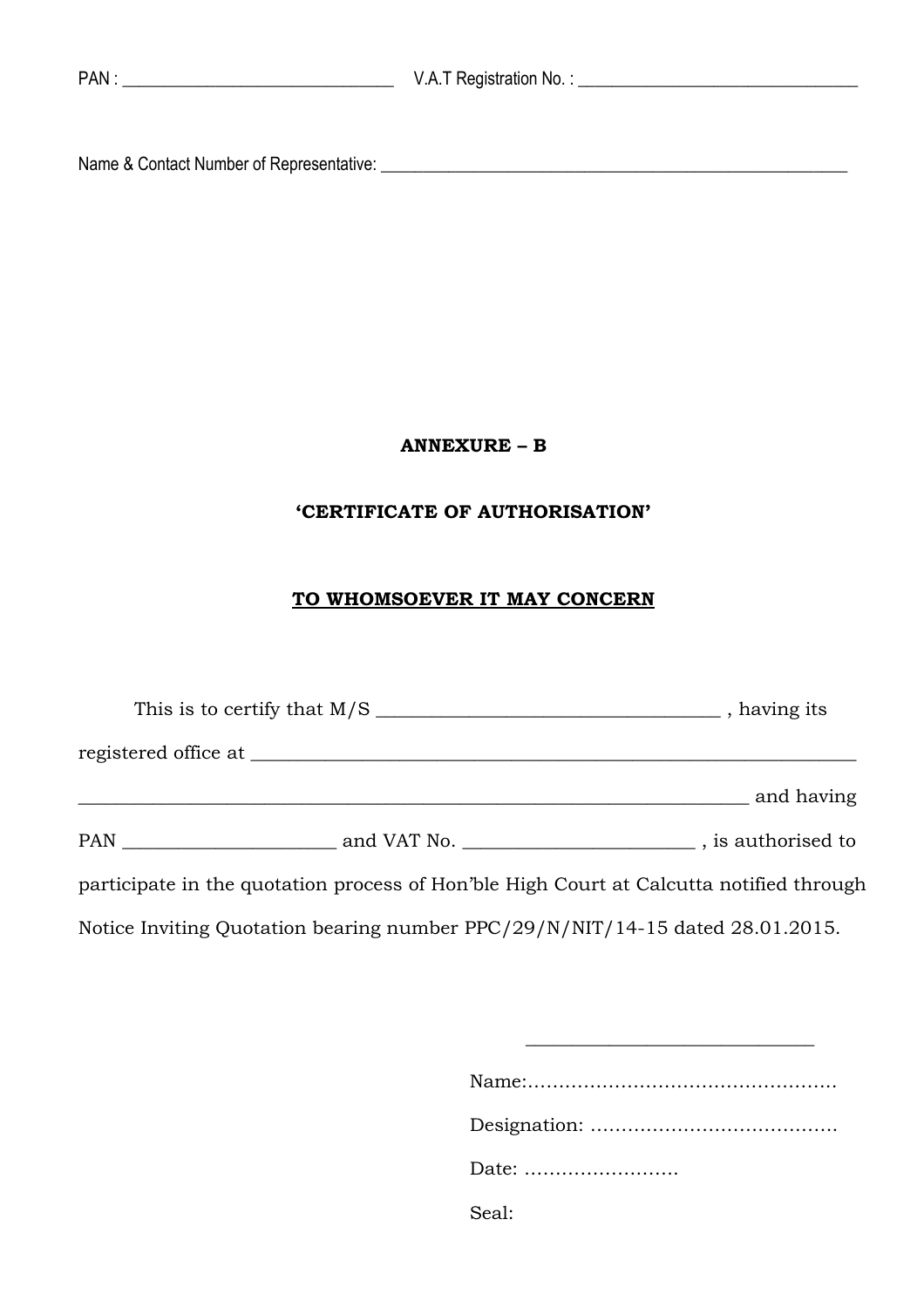PAN : _______________________________ V.A.T Registration No. : _________________________________

Name & Contact Number of Representative: _________________________________________________________

**ANNEXURE – B**

**'CERTIFICATE OF AUTHORISATION'**

**<u>TO WHOMSOEVER IT MAY CONCERN</u>**

This is to certify that M/S ___________________________________ , having its registered office at _________________________________________________________________ _______________________________________________________________________ and having PAN _____________________ and VAT No. _______________________ , is authorised to participate in the quotation process of Hon'ble High Court at Calcutta notified through Notice Inviting Quotation bearing number PPC/29/N/NIT/14-15 dated 28.01.2015.

_____________________________

Name:.................................................

Designation: .......................................

Date: .........................

Seal: